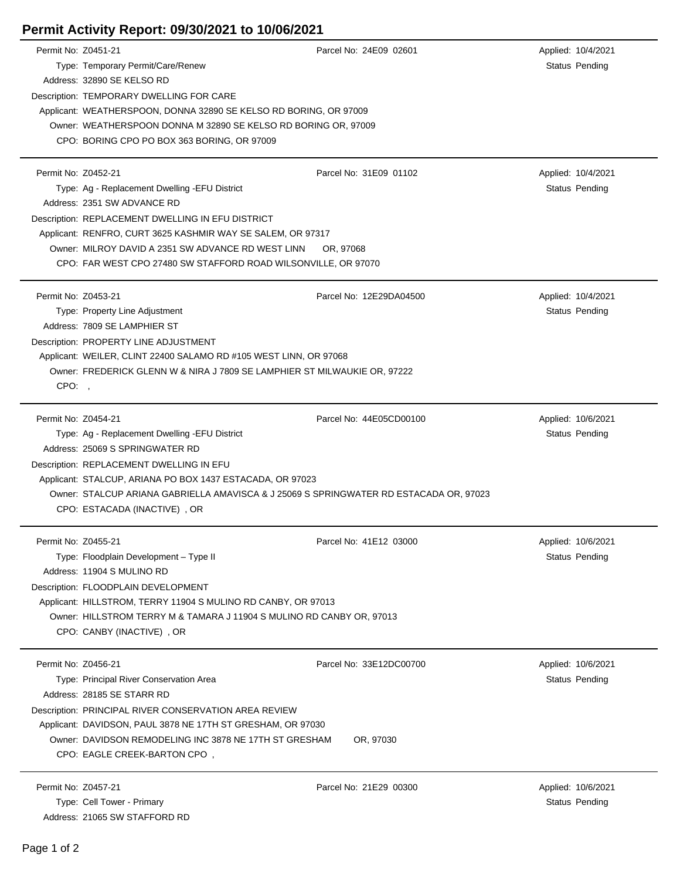# Permit Activity Report: 09/30/2021 to 10/06/2021

Permit No: Z0451-21
Parcel No: 24E09 02601
Applied: 10/4/2021
Type: Temporary Permit/Care/Renew
Status Pending
Address: 32890 SE KELSO RD
Description: TEMPORARY DWELLING FOR CARE
Applicant: WEATHERSPOON, DONNA 32890 SE KELSO RD BORING, OR 97009
Owner: WEATHERSPOON DONNA M 32890 SE KELSO RD BORING OR, 97009
CPO: BORING CPO PO BOX 363 BORING, OR 97009

---

Permit No: Z0452-21
Parcel No: 31E09 01102
Applied: 10/4/2021
Type: Ag - Replacement Dwelling -EFU District
Status Pending
Address: 2351 SW ADVANCE RD
Description: REPLACEMENT DWELLING IN EFU DISTRICT
Applicant: RENFRO, CURT 3625 KASHMIR WAY SE SALEM, OR 97317
Owner: MILROY DAVID A 2351 SW ADVANCE RD WEST LINN OR, 97068
CPO: FAR WEST CPO 27480 SW STAFFORD ROAD WILSONVILLE, OR 97070

---

Permit No: Z0453-21
Parcel No: 12E29DA04500
Applied: 10/4/2021
Type: Property Line Adjustment
Status Pending
Address: 7809 SE LAMPHIER ST
Description: PROPERTY LINE ADJUSTMENT
Applicant: WEILER, CLINT 22400 SALAMO RD #105 WEST LINN, OR 97068
Owner: FREDERICK GLENN W & NIRA J 7809 SE LAMPHIER ST MILWAUKIE OR, 97222
CPO: ,

---

Permit No: Z0454-21
Parcel No: 44E05CD00100
Applied: 10/6/2021
Type: Ag - Replacement Dwelling -EFU District
Status Pending
Address: 25069 S SPRINGWATER RD
Description: REPLACEMENT DWELLING IN EFU
Applicant: STALCUP, ARIANA PO BOX 1437 ESTACADA, OR 97023
Owner: STALCUP ARIANA GABRIELLA AMAVISCA & J 25069 S SPRINGWATER RD ESTACADA OR, 97023
CPO: ESTACADA (INACTIVE) , OR

---

Permit No: Z0455-21
Parcel No: 41E12 03000
Applied: 10/6/2021
Type: Floodplain Development – Type II
Status Pending
Address: 11904 S MULINO RD
Description: FLOODPLAIN DEVELOPMENT
Applicant: HILLSTROM, TERRY 11904 S MULINO RD CANBY, OR 97013
Owner: HILLSTROM TERRY M & TAMARA J 11904 S MULINO RD CANBY OR, 97013
CPO: CANBY (INACTIVE) , OR

---

Permit No: Z0456-21
Parcel No: 33E12DC00700
Applied: 10/6/2021
Type: Principal River Conservation Area
Status Pending
Address: 28185 SE STARR RD
Description: PRINCIPAL RIVER CONSERVATION AREA REVIEW
Applicant: DAVIDSON, PAUL 3878 NE 17TH ST GRESHAM, OR 97030
Owner: DAVIDSON REMODELING INC 3878 NE 17TH ST GRESHAM OR, 97030
CPO: EAGLE CREEK-BARTON CPO ,

---

Permit No: Z0457-21
Parcel No: 21E29 00300
Applied: 10/6/2021
Type: Cell Tower - Primary
Status Pending
Address: 21065 SW STAFFORD RD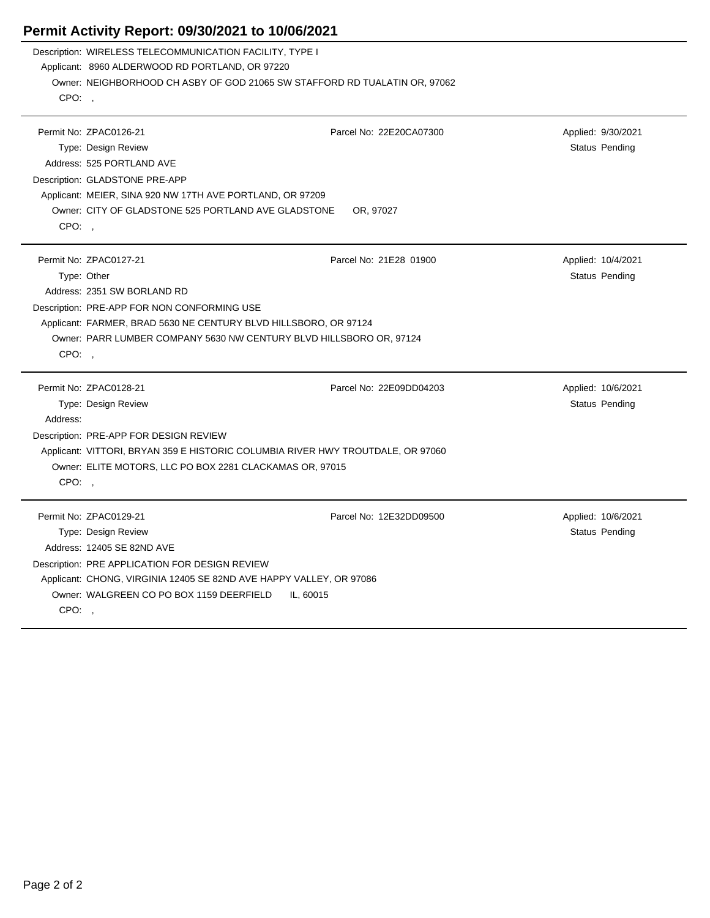# Permit Activity Report: 09/30/2021 to 10/06/2021

Description: WIRELESS TELECOMMUNICATION FACILITY, TYPE I
Applicant: 8960 ALDERWOOD RD PORTLAND, OR 97220
Owner: NEIGHBORHOOD CH ASBY OF GOD 21065 SW STAFFORD RD TUALATIN OR, 97062
CPO: ,

---

Permit No: ZPAC0126-21 | Parcel No: 22E20CA07300 | Applied: 9/30/2021
Type: Design Review | Status Pending
Address: 525 PORTLAND AVE
Description: GLADSTONE PRE-APP
Applicant: MEIER, SINA 920 NW 17TH AVE PORTLAND, OR 97209
Owner: CITY OF GLADSTONE 525 PORTLAND AVE GLADSTONE OR, 97027
CPO: ,

---

Permit No: ZPAC0127-21 | Parcel No: 21E28 01900 | Applied: 10/4/2021
Type: Other | Status Pending
Address: 2351 SW BORLAND RD
Description: PRE-APP FOR NON CONFORMING USE
Applicant: FARMER, BRAD 5630 NE CENTURY BLVD HILLSBORO, OR 97124
Owner: PARR LUMBER COMPANY 5630 NW CENTURY BLVD HILLSBORO OR, 97124
CPO: ,

---

Permit No: ZPAC0128-21 | Parcel No: 22E09DD04203 | Applied: 10/6/2021
Type: Design Review | Status Pending
Address:
Description: PRE-APP FOR DESIGN REVIEW
Applicant: VITTORI, BRYAN 359 E HISTORIC COLUMBIA RIVER HWY TROUTDALE, OR 97060
Owner: ELITE MOTORS, LLC PO BOX 2281 CLACKAMAS OR, 97015
CPO: ,

---

Permit No: ZPAC0129-21 | Parcel No: 12E32DD09500 | Applied: 10/6/2021
Type: Design Review | Status Pending
Address: 12405 SE 82ND AVE
Description: PRE APPLICATION FOR DESIGN REVIEW
Applicant: CHONG, VIRGINIA 12405 SE 82ND AVE HAPPY VALLEY, OR 97086
Owner: WALGREEN CO PO BOX 1159 DEERFIELD IL, 60015
CPO: ,